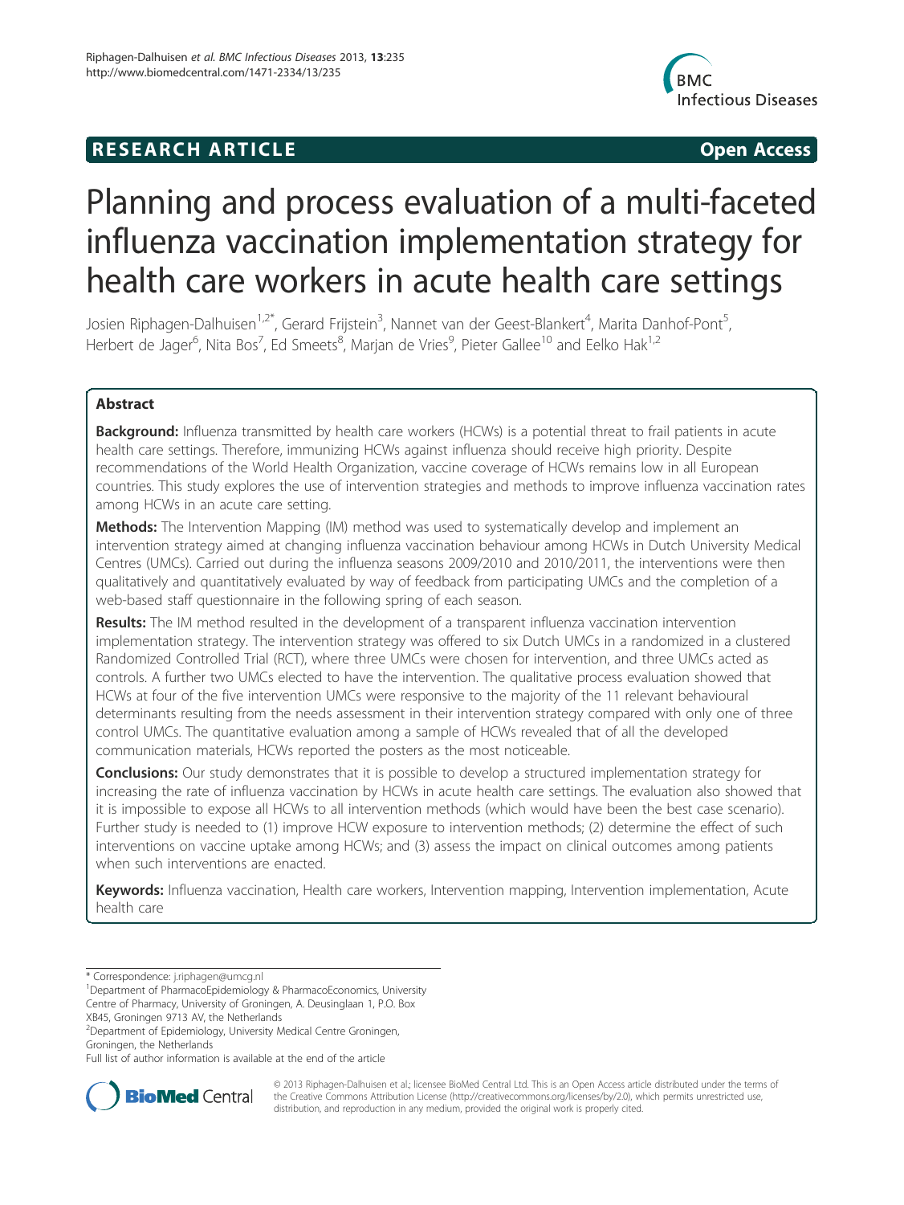**RESEARCH ARTICLE** **Open Access**

# Planning and process evaluation of a multi-faceted influenza vaccination implementation strategy for health care workers in acute health care settings

Josien Riphagen-Dalhuisen[1,2*], Gerard Frijstein[3], Nannet van der Geest-Blankert[4], Marita Danhof-Pont[5], Herbert de Jager[6], Nita Bos[7], Ed Smeets[8], Marjan de Vries[9], Pieter Gallee[10] and Eelko Hak[1,2]

## Abstract

**Background:** Influenza transmitted by health care workers (HCWs) is a potential threat to frail patients in acute health care settings. Therefore, immunizing HCWs against influenza should receive high priority. Despite recommendations of the World Health Organization, vaccine coverage of HCWs remains low in all European countries. This study explores the use of intervention strategies and methods to improve influenza vaccination rates among HCWs in an acute care setting.

**Methods:** The Intervention Mapping (IM) method was used to systematically develop and implement an intervention strategy aimed at changing influenza vaccination behaviour among HCWs in Dutch University Medical Centres (UMCs). Carried out during the influenza seasons 2009/2010 and 2010/2011, the interventions were then qualitatively and quantitatively evaluated by way of feedback from participating UMCs and the completion of a web-based staff questionnaire in the following spring of each season.

**Results:** The IM method resulted in the development of a transparent influenza vaccination intervention implementation strategy. The intervention strategy was offered to six Dutch UMCs in a randomized in a clustered Randomized Controlled Trial (RCT), where three UMCs were chosen for intervention, and three UMCs acted as controls. A further two UMCs elected to have the intervention. The qualitative process evaluation showed that HCWs at four of the five intervention UMCs were responsive to the majority of the 11 relevant behavioural determinants resulting from the needs assessment in their intervention strategy compared with only one of three control UMCs. The quantitative evaluation among a sample of HCWs revealed that of all the developed communication materials, HCWs reported the posters as the most noticeable.

**Conclusions:** Our study demonstrates that it is possible to develop a structured implementation strategy for increasing the rate of influenza vaccination by HCWs in acute health care settings. The evaluation also showed that it is impossible to expose all HCWs to all intervention methods (which would have been the best case scenario). Further study is needed to (1) improve HCW exposure to intervention methods; (2) determine the effect of such interventions on vaccine uptake among HCWs; and (3) assess the impact on clinical outcomes among patients when such interventions are enacted.

**Keywords:** Influenza vaccination, Health care workers, Intervention mapping, Intervention implementation, Acute health care

---

\* Correspondence: j.riphagen@umcg.nl

[1]Department of PharmacoEpidemiology & PharmacoEconomics, University Centre of Pharmacy, University of Groningen, A. Deusinglaan 1, P.O. Box XB45, Groningen 9713 AV, the Netherlands

[2]Department of Epidemiology, University Medical Centre Groningen, Groningen, the Netherlands

Full list of author information is available at the end of the article

© 2013 Riphagen-Dalhuisen et al.; licensee BioMed Central Ltd. This is an Open Access article distributed under the terms of the Creative Commons Attribution License (http://creativecommons.org/licenses/by/2.0), which permits unrestricted use, distribution, and reproduction in any medium, provided the original work is properly cited.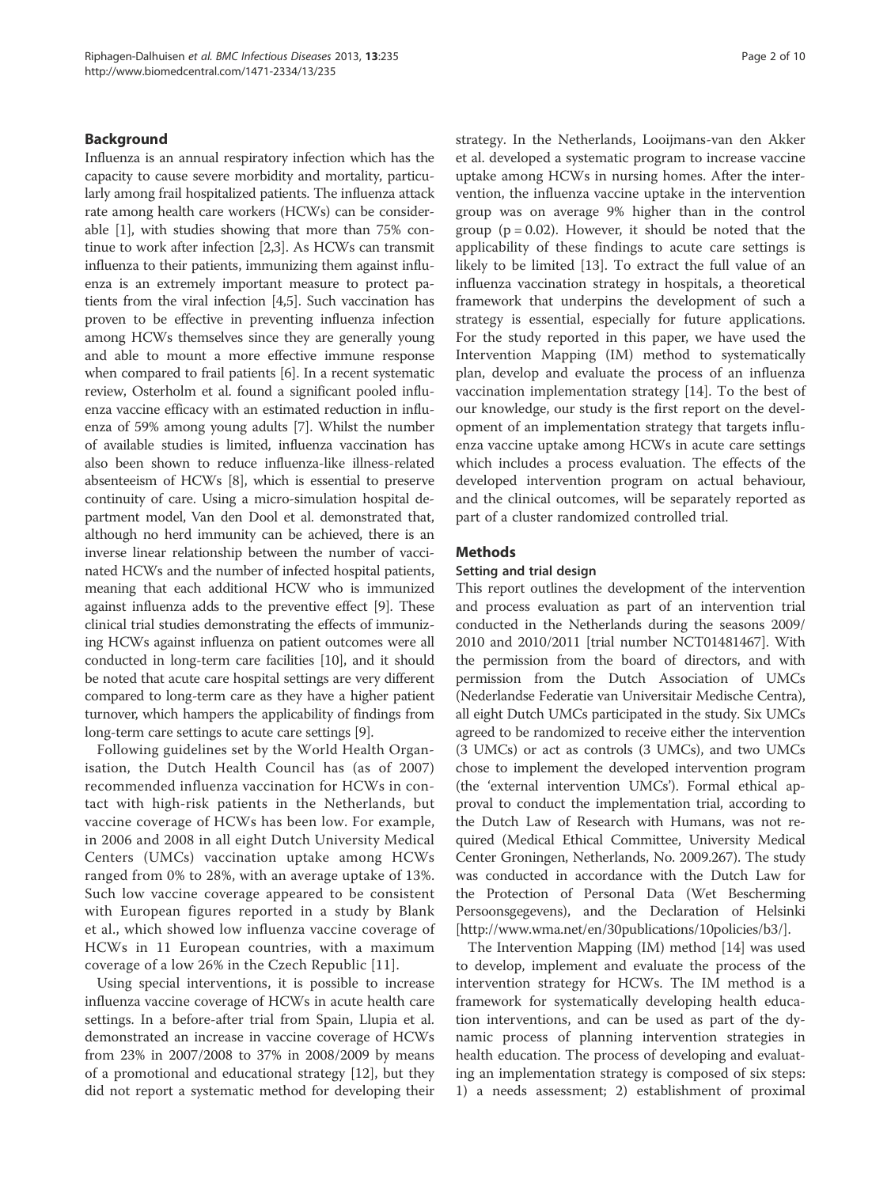## Background

Influenza is an annual respiratory infection which has the capacity to cause severe morbidity and mortality, particularly among frail hospitalized patients. The influenza attack rate among health care workers (HCWs) can be considerable [1], with studies showing that more than 75% continue to work after infection [2,3]. As HCWs can transmit influenza to their patients, immunizing them against influenza is an extremely important measure to protect patients from the viral infection [4,5]. Such vaccination has proven to be effective in preventing influenza infection among HCWs themselves since they are generally young and able to mount a more effective immune response when compared to frail patients [6]. In a recent systematic review, Osterholm et al. found a significant pooled influenza vaccine efficacy with an estimated reduction in influenza of 59% among young adults [7]. Whilst the number of available studies is limited, influenza vaccination has also been shown to reduce influenza-like illness-related absenteeism of HCWs [8], which is essential to preserve continuity of care. Using a micro-simulation hospital department model, Van den Dool et al. demonstrated that, although no herd immunity can be achieved, there is an inverse linear relationship between the number of vaccinated HCWs and the number of infected hospital patients, meaning that each additional HCW who is immunized against influenza adds to the preventive effect [9]. These clinical trial studies demonstrating the effects of immunizing HCWs against influenza on patient outcomes were all conducted in long-term care facilities [10], and it should be noted that acute care hospital settings are very different compared to long-term care as they have a higher patient turnover, which hampers the applicability of findings from long-term care settings to acute care settings [9].

Following guidelines set by the World Health Organisation, the Dutch Health Council has (as of 2007) recommended influenza vaccination for HCWs in contact with high-risk patients in the Netherlands, but vaccine coverage of HCWs has been low. For example, in 2006 and 2008 in all eight Dutch University Medical Centers (UMCs) vaccination uptake among HCWs ranged from 0% to 28%, with an average uptake of 13%. Such low vaccine coverage appeared to be consistent with European figures reported in a study by Blank et al., which showed low influenza vaccine coverage of HCWs in 11 European countries, with a maximum coverage of a low 26% in the Czech Republic [11].

Using special interventions, it is possible to increase influenza vaccine coverage of HCWs in acute health care settings. In a before-after trial from Spain, Llupia et al. demonstrated an increase in vaccine coverage of HCWs from 23% in 2007/2008 to 37% in 2008/2009 by means of a promotional and educational strategy [12], but they did not report a systematic method for developing their strategy. In the Netherlands, Looijmans-van den Akker et al. developed a systematic program to increase vaccine uptake among HCWs in nursing homes. After the intervention, the influenza vaccine uptake in the intervention group was on average 9% higher than in the control group ($p = 0.02$). However, it should be noted that the applicability of these findings to acute care settings is likely to be limited [13]. To extract the full value of an influenza vaccination strategy in hospitals, a theoretical framework that underpins the development of such a strategy is essential, especially for future applications. For the study reported in this paper, we have used the Intervention Mapping (IM) method to systematically plan, develop and evaluate the process of an influenza vaccination implementation strategy [14]. To the best of our knowledge, our study is the first report on the development of an implementation strategy that targets influenza vaccine uptake among HCWs in acute care settings which includes a process evaluation. The effects of the developed intervention program on actual behaviour, and the clinical outcomes, will be separately reported as part of a cluster randomized controlled trial.

## Methods

### Setting and trial design

This report outlines the development of the intervention and process evaluation as part of an intervention trial conducted in the Netherlands during the seasons 2009/2010 and 2010/2011 [trial number NCT01481467]. With the permission from the board of directors, and with permission from the Dutch Association of UMCs (Nederlandse Federatie van Universitair Medische Centra), all eight Dutch UMCs participated in the study. Six UMCs agreed to be randomized to receive either the intervention (3 UMCs) or act as controls (3 UMCs), and two UMCs chose to implement the developed intervention program (the 'external intervention UMCs'). Formal ethical approval to conduct the implementation trial, according to the Dutch Law of Research with Humans, was not required (Medical Ethical Committee, University Medical Center Groningen, Netherlands, No. 2009.267). The study was conducted in accordance with the Dutch Law for the Protection of Personal Data (Wet Bescherming Persoonsgegevens), and the Declaration of Helsinki [http://www.wma.net/en/30publications/10policies/b3/].

The Intervention Mapping (IM) method [14] was used to develop, implement and evaluate the process of the intervention strategy for HCWs. The IM method is a framework for systematically developing health education interventions, and can be used as part of the dynamic process of planning intervention strategies in health education. The process of developing and evaluating an implementation strategy is composed of six steps: 1) a needs assessment; 2) establishment of proximal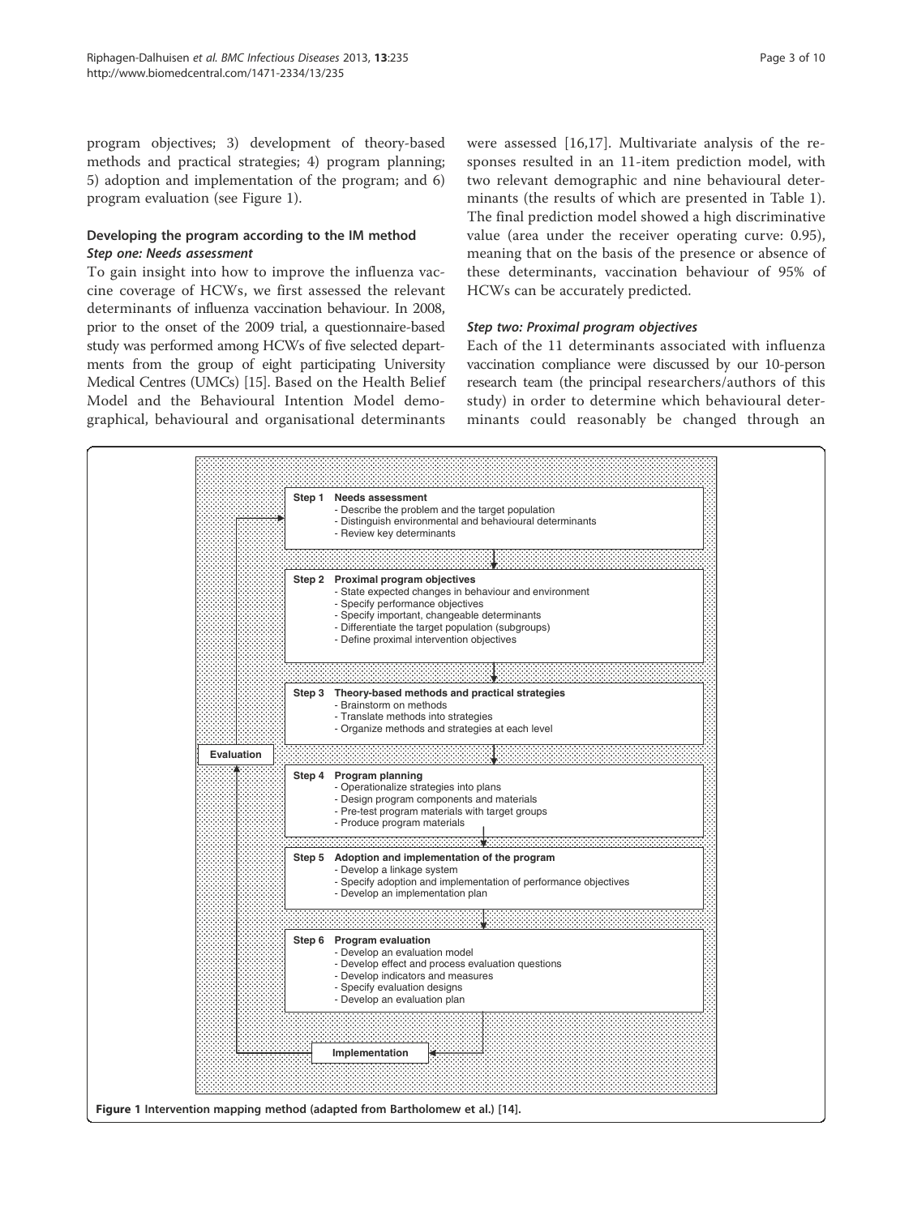program objectives; 3) development of theory-based methods and practical strategies; 4) program planning; 5) adoption and implementation of the program; and 6) program evaluation (see Figure 1).

### Developing the program according to the IM method

#### *Step one: Needs assessment*

To gain insight into how to improve the influenza vaccine coverage of HCWs, we first assessed the relevant determinants of influenza vaccination behaviour. In 2008, prior to the onset of the 2009 trial, a questionnaire-based study was performed among HCWs of five selected departments from the group of eight participating University Medical Centres (UMCs) [15]. Based on the Health Belief Model and the Behavioural Intention Model demographical, behavioural and organisational determinants were assessed [16,17]. Multivariate analysis of the responses resulted in an 11-item prediction model, with two relevant demographic and nine behavioural determinants (the results of which are presented in Table 1). The final prediction model showed a high discriminative value (area under the receiver operating curve: 0.95), meaning that on the basis of the presence or absence of these determinants, vaccination behaviour of 95% of HCWs can be accurately predicted.

#### *Step two: Proximal program objectives*

Each of the 11 determinants associated with influenza vaccination compliance were discussed by our 10-person research team (the principal researchers/authors of this study) in order to determine which behavioural determinants could reasonably be changed through an

**Step 1 Needs assessment**
- Describe the problem and the target population
- Distinguish environmental and behavioural determinants
- Review key determinants

**Step 2 Proximal program objectives**
- State expected changes in behaviour and environment
- Specify performance objectives
- Specify important, changeable determinants
- Differentiate the target population (subgroups)
- Define proximal intervention objectives

**Step 3 Theory-based methods and practical strategies**
- Brainstorm on methods
- Translate methods into strategies
- Organize methods and strategies at each level

**Evaluation**

**Step 4 Program planning**
- Operationalize strategies into plans
- Design program components and materials
- Pre-test program materials with target groups
- Produce program materials

**Step 5 Adoption and implementation of the program**
- Develop a linkage system
- Specify adoption and implementation of performance objectives
- Develop an implementation plan

**Step 6 Program evaluation**
- Develop an evaluation model
- Develop effect and process evaluation questions
- Develop indicators and measures
- Specify evaluation designs
- Develop an evaluation plan

**Implementation**

**Figure 1** Intervention mapping method (adapted from Bartholomew et al.) [14].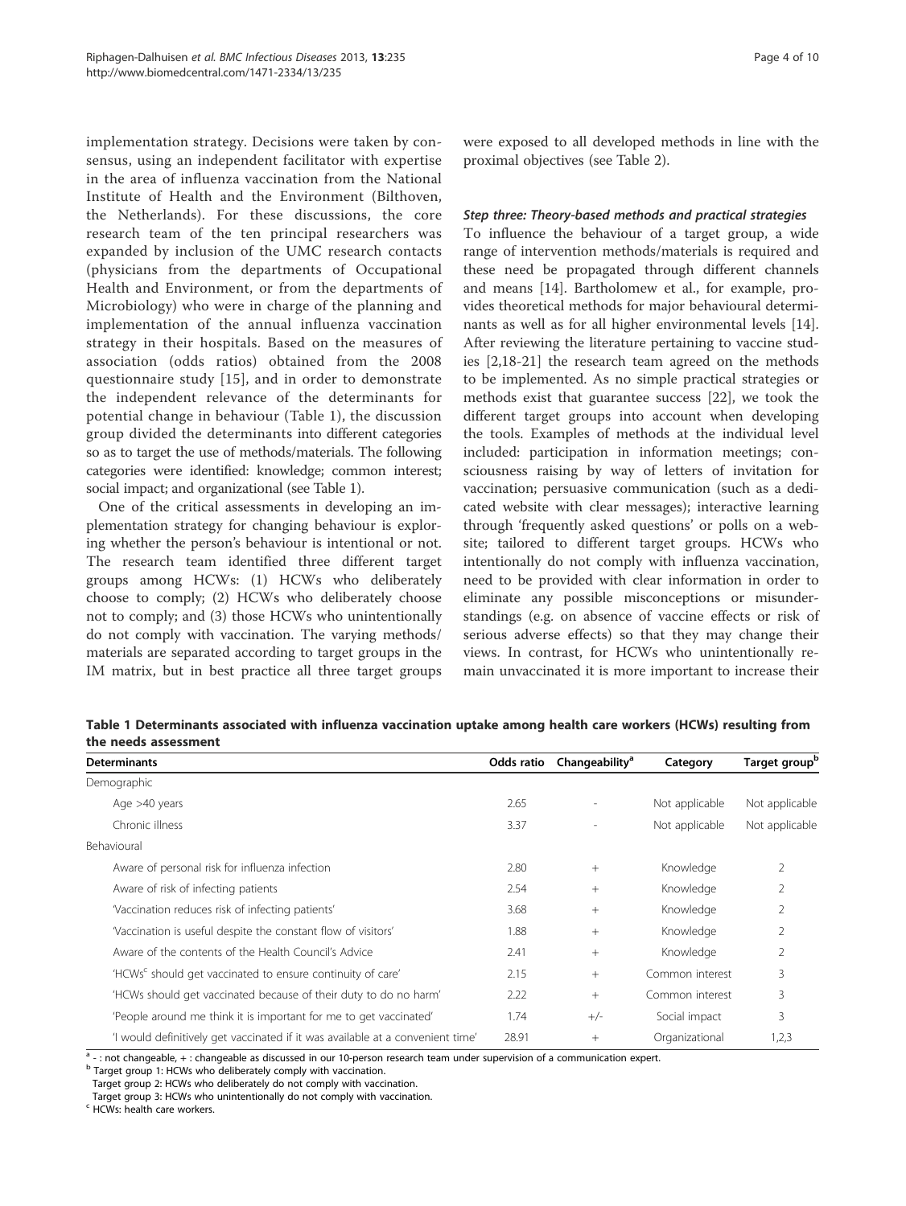implementation strategy. Decisions were taken by consensus, using an independent facilitator with expertise in the area of influenza vaccination from the National Institute of Health and the Environment (Bilthoven, the Netherlands). For these discussions, the core research team of the ten principal researchers was expanded by inclusion of the UMC research contacts (physicians from the departments of Occupational Health and Environment, or from the departments of Microbiology) who were in charge of the planning and implementation of the annual influenza vaccination strategy in their hospitals. Based on the measures of association (odds ratios) obtained from the 2008 questionnaire study [15], and in order to demonstrate the independent relevance of the determinants for potential change in behaviour (Table 1), the discussion group divided the determinants into different categories so as to target the use of methods/materials. The following categories were identified: knowledge; common interest; social impact; and organizational (see Table 1).

One of the critical assessments in developing an implementation strategy for changing behaviour is exploring whether the person's behaviour is intentional or not. The research team identified three different target groups among HCWs: (1) HCWs who deliberately choose to comply; (2) HCWs who deliberately choose not to comply; and (3) those HCWs who unintentionally do not comply with vaccination. The varying methods/materials are separated according to target groups in the IM matrix, but in best practice all three target groups were exposed to all developed methods in line with the proximal objectives (see Table 2).

### Step three: Theory-based methods and practical strategies

To influence the behaviour of a target group, a wide range of intervention methods/materials is required and these need be propagated through different channels and means [14]. Bartholomew et al., for example, provides theoretical methods for major behavioural determinants as well as for all higher environmental levels [14]. After reviewing the literature pertaining to vaccine studies [2,18-21] the research team agreed on the methods to be implemented. As no simple practical strategies or methods exist that guarantee success [22], we took the different target groups into account when developing the tools. Examples of methods at the individual level included: participation in information meetings; consciousness raising by way of letters of invitation for vaccination; persuasive communication (such as a dedicated website with clear messages); interactive learning through 'frequently asked questions' or polls on a website; tailored to different target groups. HCWs who intentionally do not comply with influenza vaccination, need to be provided with clear information in order to eliminate any possible misconceptions or misunderstandings (e.g. on absence of vaccine effects or risk of serious adverse effects) so that they may change their views. In contrast, for HCWs who unintentionally remain unvaccinated it is more important to increase their

**Table 1 Determinants associated with influenza vaccination uptake among health care workers (HCWs) resulting from the needs assessment**

| Determinants | Odds ratio | Changeability[a] | Category | Target group[b] |
|---|---|---|---|---|
| Demographic | | | | |
| Age >40 years | 2.65 | - | Not applicable | Not applicable |
| Chronic illness | 3.37 | - | Not applicable | Not applicable |
| Behavioural | | | | |
| Aware of personal risk for influenza infection | 2.80 | + | Knowledge | 2 |
| Aware of risk of infecting patients | 2.54 | + | Knowledge | 2 |
| 'Vaccination reduces risk of infecting patients' | 3.68 | + | Knowledge | 2 |
| 'Vaccination is useful despite the constant flow of visitors' | 1.88 | + | Knowledge | 2 |
| Aware of the contents of the Health Council's Advice | 2.41 | + | Knowledge | 2 |
| 'HCWs[c] should get vaccinated to ensure continuity of care' | 2.15 | + | Common interest | 3 |
| 'HCWs should get vaccinated because of their duty to do no harm' | 2.22 | + | Common interest | 3 |
| 'People around me think it is important for me to get vaccinated' | 1.74 | +/- | Social impact | 3 |
| 'I would definitively get vaccinated if it was available at a convenient time' | 28.91 | + | Organizational | 1,2,3 |

[a] - : not changeable, + : changeable as discussed in our 10-person research team under supervision of a communication expert.
[b] Target group 1: HCWs who deliberately comply with vaccination.
Target group 2: HCWs who deliberately do not comply with vaccination.
Target group 3: HCWs who unintentionally do not comply with vaccination.
[c] HCWs: health care workers.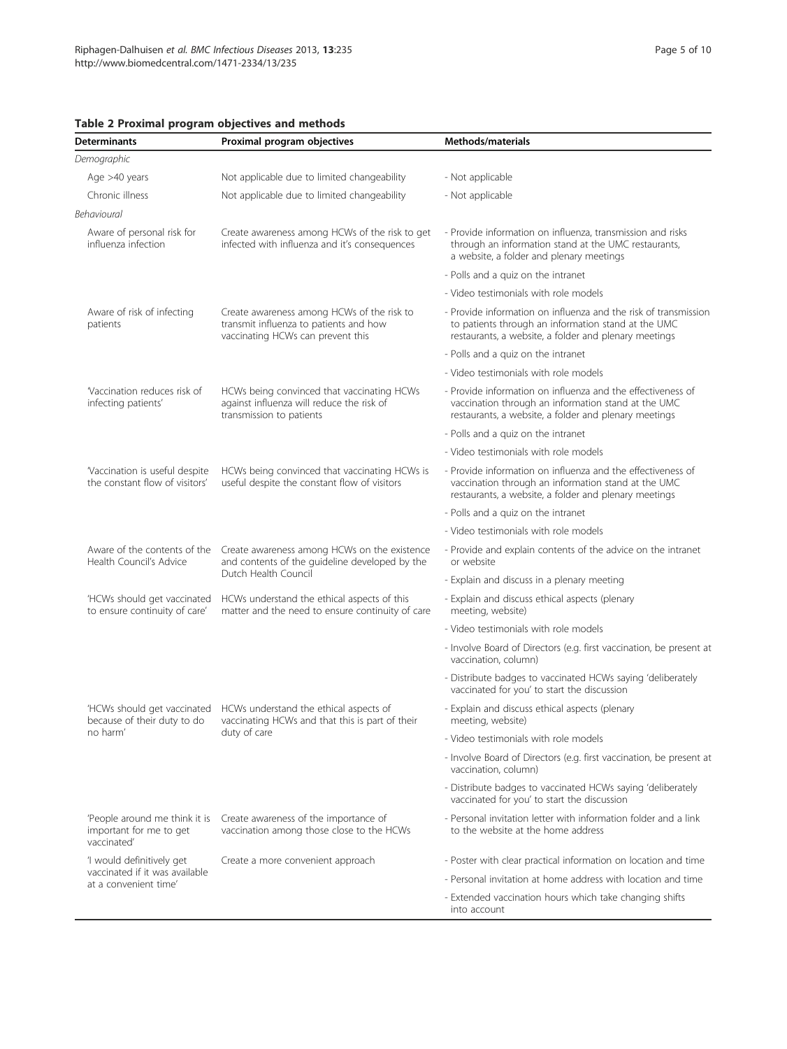**Table 2 Proximal program objectives and methods**

| Determinants | Proximal program objectives | Methods/materials |
|---|---|---|
| *Demographic* | | |
| Age >40 years | Not applicable due to limited changeability | - Not applicable |
| Chronic illness | Not applicable due to limited changeability | - Not applicable |
| *Behavioural* | | |
| Aware of personal risk for influenza infection | Create awareness among HCWs of the risk to get infected with influenza and it's consequences | - Provide information on influenza, transmission and risks through an information stand at the UMC restaurants, a website, a folder and plenary meetings |
| | | - Polls and a quiz on the intranet |
| | | - Video testimonials with role models |
| Aware of risk of infecting patients | Create awareness among HCWs of the risk to transmit influenza to patients and how vaccinating HCWs can prevent this | - Provide information on influenza and the risk of transmission to patients through an information stand at the UMC restaurants, a website, a folder and plenary meetings |
| | | - Polls and a quiz on the intranet |
| | | - Video testimonials with role models |
| 'Vaccination reduces risk of infecting patients' | HCWs being convinced that vaccinating HCWs against influenza will reduce the risk of transmission to patients | - Provide information on influenza and the effectiveness of vaccination through an information stand at the UMC restaurants, a website, a folder and plenary meetings |
| | | - Polls and a quiz on the intranet |
| | | - Video testimonials with role models |
| 'Vaccination is useful despite the constant flow of visitors' | HCWs being convinced that vaccinating HCWs is useful despite the constant flow of visitors | - Provide information on influenza and the effectiveness of vaccination through an information stand at the UMC restaurants, a website, a folder and plenary meetings |
| | | - Polls and a quiz on the intranet |
| | | - Video testimonials with role models |
| Aware of the contents of the Health Council's Advice | Create awareness among HCWs on the existence and contents of the guideline developed by the Dutch Health Council | - Provide and explain contents of the advice on the intranet or website |
| | | - Explain and discuss in a plenary meeting |
| 'HCWs should get vaccinated to ensure continuity of care' | HCWs understand the ethical aspects of this matter and the need to ensure continuity of care | - Explain and discuss ethical aspects (plenary meeting, website) |
| | | - Video testimonials with role models |
| | | - Involve Board of Directors (e.g. first vaccination, be present at vaccination, column) |
| | | - Distribute badges to vaccinated HCWs saying 'deliberately vaccinated for you' to start the discussion |
| 'HCWs should get vaccinated because of their duty to do no harm' | HCWs understand the ethical aspects of vaccinating HCWs and that this is part of their duty of care | - Explain and discuss ethical aspects (plenary meeting, website) |
| | | - Video testimonials with role models |
| | | - Involve Board of Directors (e.g. first vaccination, be present at vaccination, column) |
| | | - Distribute badges to vaccinated HCWs saying 'deliberately vaccinated for you' to start the discussion |
| 'People around me think it is important for me to get vaccinated' | Create awareness of the importance of vaccination among those close to the HCWs | - Personal invitation letter with information folder and a link to the website at the home address |
| 'I would definitively get vaccinated if it was available at a convenient time' | Create a more convenient approach | - Poster with clear practical information on location and time |
| | | - Personal invitation at home address with location and time |
| | | - Extended vaccination hours which take changing shifts into account |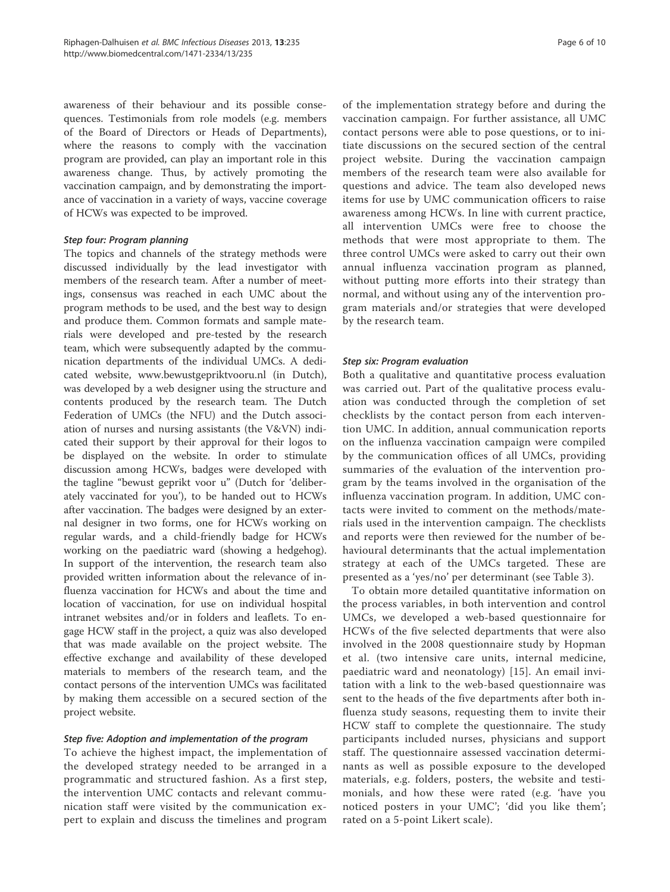awareness of their behaviour and its possible consequences. Testimonials from role models (e.g. members of the Board of Directors or Heads of Departments), where the reasons to comply with the vaccination program are provided, can play an important role in this awareness change. Thus, by actively promoting the vaccination campaign, and by demonstrating the importance of vaccination in a variety of ways, vaccine coverage of HCWs was expected to be improved.

#### *Step four: Program planning*

The topics and channels of the strategy methods were discussed individually by the lead investigator with members of the research team. After a number of meetings, consensus was reached in each UMC about the program methods to be used, and the best way to design and produce them. Common formats and sample materials were developed and pre-tested by the research team, which were subsequently adapted by the communication departments of the individual UMCs. A dedicated website, www.bewustgepriktvooru.nl (in Dutch), was developed by a web designer using the structure and contents produced by the research team. The Dutch Federation of UMCs (the NFU) and the Dutch association of nurses and nursing assistants (the V&VN) indicated their support by their approval for their logos to be displayed on the website. In order to stimulate discussion among HCWs, badges were developed with the tagline "bewust geprikt voor u" (Dutch for 'deliberately vaccinated for you'), to be handed out to HCWs after vaccination. The badges were designed by an external designer in two forms, one for HCWs working on regular wards, and a child-friendly badge for HCWs working on the paediatric ward (showing a hedgehog). In support of the intervention, the research team also provided written information about the relevance of influenza vaccination for HCWs and about the time and location of vaccination, for use on individual hospital intranet websites and/or in folders and leaflets. To engage HCW staff in the project, a quiz was also developed that was made available on the project website. The effective exchange and availability of these developed materials to members of the research team, and the contact persons of the intervention UMCs was facilitated by making them accessible on a secured section of the project website.

#### *Step five: Adoption and implementation of the program*

To achieve the highest impact, the implementation of the developed strategy needed to be arranged in a programmatic and structured fashion. As a first step, the intervention UMC contacts and relevant communication staff were visited by the communication expert to explain and discuss the timelines and program of the implementation strategy before and during the vaccination campaign. For further assistance, all UMC contact persons were able to pose questions, or to initiate discussions on the secured section of the central project website. During the vaccination campaign members of the research team were also available for questions and advice. The team also developed news items for use by UMC communication officers to raise awareness among HCWs. In line with current practice, all intervention UMCs were free to choose the methods that were most appropriate to them. The three control UMCs were asked to carry out their own annual influenza vaccination program as planned, without putting more efforts into their strategy than normal, and without using any of the intervention program materials and/or strategies that were developed by the research team.

#### *Step six: Program evaluation*

Both a qualitative and quantitative process evaluation was carried out. Part of the qualitative process evaluation was conducted through the completion of set checklists by the contact person from each intervention UMC. In addition, annual communication reports on the influenza vaccination campaign were compiled by the communication offices of all UMCs, providing summaries of the evaluation of the intervention program by the teams involved in the organisation of the influenza vaccination program. In addition, UMC contacts were invited to comment on the methods/materials used in the intervention campaign. The checklists and reports were then reviewed for the number of behavioural determinants that the actual implementation strategy at each of the UMCs targeted. These are presented as a 'yes/no' per determinant (see Table 3).

To obtain more detailed quantitative information on the process variables, in both intervention and control UMCs, we developed a web-based questionnaire for HCWs of the five selected departments that were also involved in the 2008 questionnaire study by Hopman et al. (two intensive care units, internal medicine, paediatric ward and neonatology) [15]. An email invitation with a link to the web-based questionnaire was sent to the heads of the five departments after both influenza study seasons, requesting them to invite their HCW staff to complete the questionnaire. The study participants included nurses, physicians and support staff. The questionnaire assessed vaccination determinants as well as possible exposure to the developed materials, e.g. folders, posters, the website and testimonials, and how these were rated (e.g. 'have you noticed posters in your UMC'; 'did you like them'; rated on a 5-point Likert scale).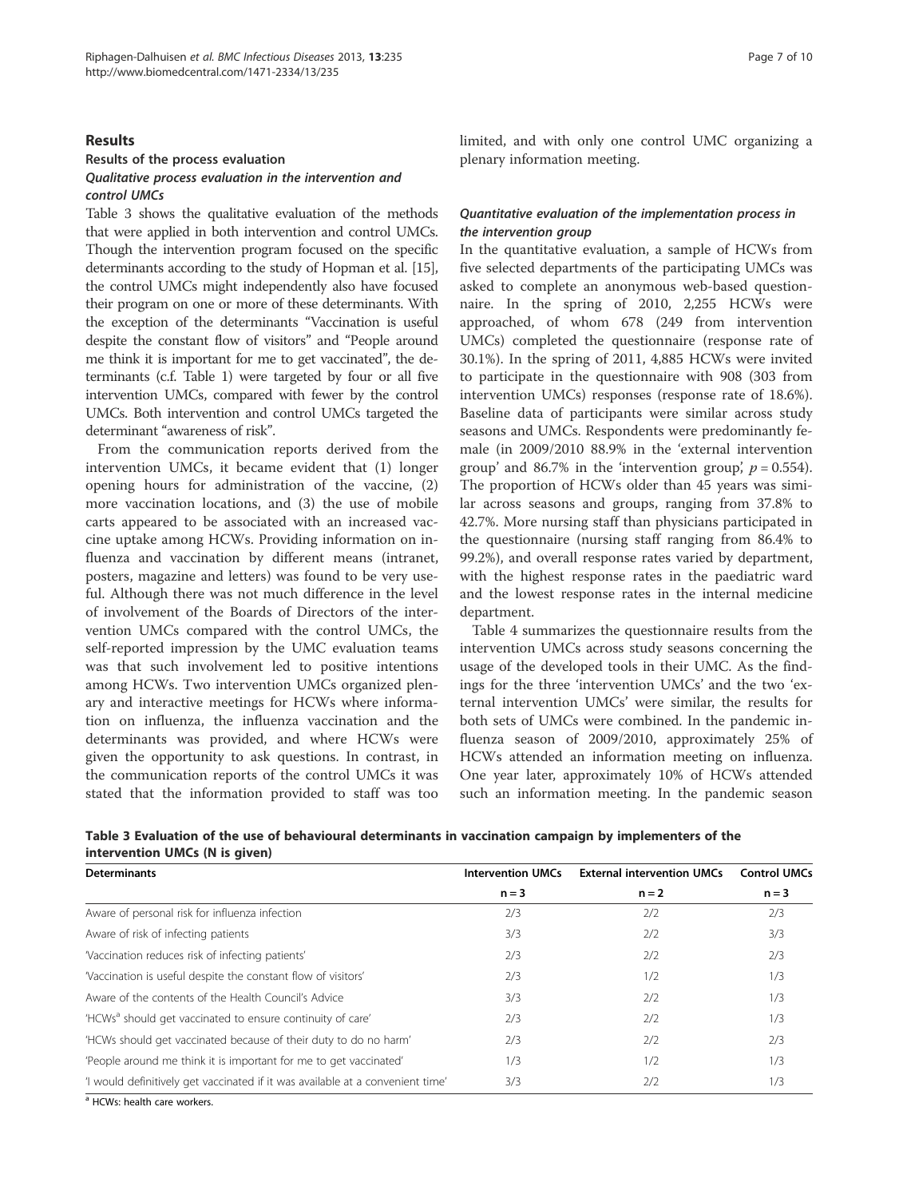## Results

### Results of the process evaluation

#### Qualitative process evaluation in the intervention and control UMCs

Table 3 shows the qualitative evaluation of the methods that were applied in both intervention and control UMCs. Though the intervention program focused on the specific determinants according to the study of Hopman et al. [15], the control UMCs might independently also have focused their program on one or more of these determinants. With the exception of the determinants "Vaccination is useful despite the constant flow of visitors" and "People around me think it is important for me to get vaccinated", the determinants (c.f. Table 1) were targeted by four or all five intervention UMCs, compared with fewer by the control UMCs. Both intervention and control UMCs targeted the determinant "awareness of risk".

From the communication reports derived from the intervention UMCs, it became evident that (1) longer opening hours for administration of the vaccine, (2) more vaccination locations, and (3) the use of mobile carts appeared to be associated with an increased vaccine uptake among HCWs. Providing information on influenza and vaccination by different means (intranet, posters, magazine and letters) was found to be very useful. Although there was not much difference in the level of involvement of the Boards of Directors of the intervention UMCs compared with the control UMCs, the self-reported impression by the UMC evaluation teams was that such involvement led to positive intentions among HCWs. Two intervention UMCs organized plenary and interactive meetings for HCWs where information on influenza, the influenza vaccination and the determinants was provided, and where HCWs were given the opportunity to ask questions. In contrast, in the communication reports of the control UMCs it was stated that the information provided to staff was too limited, and with only one control UMC organizing a plenary information meeting.

#### Quantitative evaluation of the implementation process in the intervention group

In the quantitative evaluation, a sample of HCWs from five selected departments of the participating UMCs was asked to complete an anonymous web-based questionnaire. In the spring of 2010, 2,255 HCWs were approached, of whom 678 (249 from intervention UMCs) completed the questionnaire (response rate of 30.1%). In the spring of 2011, 4,885 HCWs were invited to participate in the questionnaire with 908 (303 from intervention UMCs) responses (response rate of 18.6%). Baseline data of participants were similar across study seasons and UMCs. Respondents were predominantly female (in 2009/2010 88.9% in the 'external intervention group' and 86.7% in the 'intervention group', $p = 0.554$). The proportion of HCWs older than 45 years was similar across seasons and groups, ranging from 37.8% to 42.7%. More nursing staff than physicians participated in the questionnaire (nursing staff ranging from 86.4% to 99.2%), and overall response rates varied by department, with the highest response rates in the paediatric ward and the lowest response rates in the internal medicine department.

Table 4 summarizes the questionnaire results from the intervention UMCs across study seasons concerning the usage of the developed tools in their UMC. As the findings for the three 'intervention UMCs' and the two 'external intervention UMCs' were similar, the results for both sets of UMCs were combined. In the pandemic influenza season of 2009/2010, approximately 25% of HCWs attended an information meeting on influenza. One year later, approximately 10% of HCWs attended such an information meeting. In the pandemic season

**Table 3 Evaluation of the use of behavioural determinants in vaccination campaign by implementers of the intervention UMCs (N is given)**

| Determinants | Intervention UMCs | External intervention UMCs | Control UMCs |
|---|---|---|---|
| | n = 3 | n = 2 | n = 3 |
| Aware of personal risk for influenza infection | 2/3 | 2/2 | 2/3 |
| Aware of risk of infecting patients | 3/3 | 2/2 | 3/3 |
| 'Vaccination reduces risk of infecting patients' | 2/3 | 2/2 | 2/3 |
| 'Vaccination is useful despite the constant flow of visitors' | 2/3 | 1/2 | 1/3 |
| Aware of the contents of the Health Council's Advice | 3/3 | 2/2 | 1/3 |
| 'HCWs[a] should get vaccinated to ensure continuity of care' | 2/3 | 2/2 | 1/3 |
| 'HCWs should get vaccinated because of their duty to do no harm' | 2/3 | 2/2 | 2/3 |
| 'People around me think it is important for me to get vaccinated' | 1/3 | 1/2 | 1/3 |
| 'I would definitively get vaccinated if it was available at a convenient time' | 3/3 | 2/2 | 1/3 |

[a] HCWs: health care workers.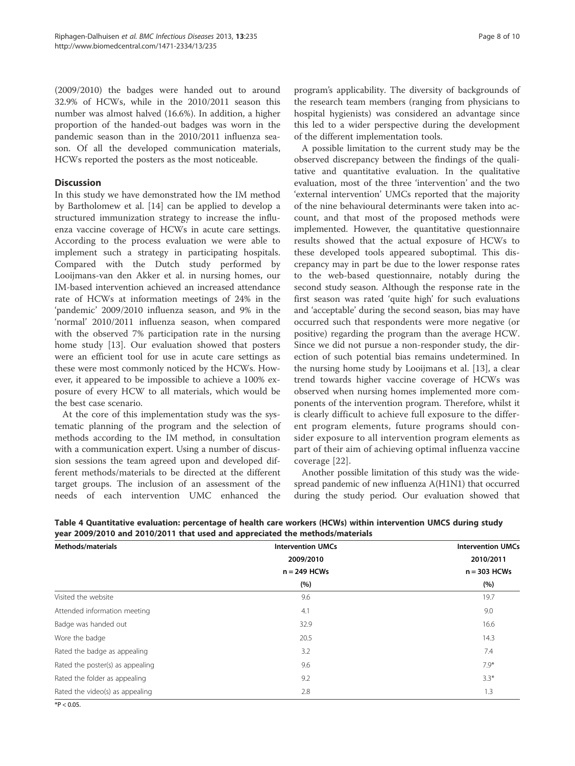(2009/2010) the badges were handed out to around 32.9% of HCWs, while in the 2010/2011 season this number was almost halved (16.6%). In addition, a higher proportion of the handed-out badges was worn in the pandemic season than in the 2010/2011 influenza season. Of all the developed communication materials, HCWs reported the posters as the most noticeable.

## Discussion

In this study we have demonstrated how the IM method by Bartholomew et al. [14] can be applied to develop a structured immunization strategy to increase the influenza vaccine coverage of HCWs in acute care settings. According to the process evaluation we were able to implement such a strategy in participating hospitals. Compared with the Dutch study performed by Looijmans-van den Akker et al. in nursing homes, our IM-based intervention achieved an increased attendance rate of HCWs at information meetings of 24% in the 'pandemic' 2009/2010 influenza season, and 9% in the 'normal' 2010/2011 influenza season, when compared with the observed 7% participation rate in the nursing home study [13]. Our evaluation showed that posters were an efficient tool for use in acute care settings as these were most commonly noticed by the HCWs. However, it appeared to be impossible to achieve a 100% exposure of every HCW to all materials, which would be the best case scenario.

At the core of this implementation study was the systematic planning of the program and the selection of methods according to the IM method, in consultation with a communication expert. Using a number of discussion sessions the team agreed upon and developed different methods/materials to be directed at the different target groups. The inclusion of an assessment of the needs of each intervention UMC enhanced the program's applicability. The diversity of backgrounds of the research team members (ranging from physicians to hospital hygienists) was considered an advantage since this led to a wider perspective during the development of the different implementation tools.

A possible limitation to the current study may be the observed discrepancy between the findings of the qualitative and quantitative evaluation. In the qualitative evaluation, most of the three 'intervention' and the two 'external intervention' UMCs reported that the majority of the nine behavioural determinants were taken into account, and that most of the proposed methods were implemented. However, the quantitative questionnaire results showed that the actual exposure of HCWs to these developed tools appeared suboptimal. This discrepancy may in part be due to the lower response rates to the web-based questionnaire, notably during the second study season. Although the response rate in the first season was rated 'quite high' for such evaluations and 'acceptable' during the second season, bias may have occurred such that respondents were more negative (or positive) regarding the program than the average HCW. Since we did not pursue a non-responder study, the direction of such potential bias remains undetermined. In the nursing home study by Looijmans et al. [13], a clear trend towards higher vaccine coverage of HCWs was observed when nursing homes implemented more components of the intervention program. Therefore, whilst it is clearly difficult to achieve full exposure to the different program elements, future programs should consider exposure to all intervention program elements as part of their aim of achieving optimal influenza vaccine coverage [22].

Another possible limitation of this study was the widespread pandemic of new influenza A(H1N1) that occurred during the study period. Our evaluation showed that

**Table 4 Quantitative evaluation: percentage of health care workers (HCWs) within intervention UMCS during study year 2009/2010 and 2010/2011 that used and appreciated the methods/materials**

| Methods/materials | Intervention UMCs 2009/2010 n = 249 HCWs (%) | Intervention UMCs 2010/2011 n = 303 HCWs (%) |
|---|---|---|
| Visited the website | 9.6 | 19.7 |
| Attended information meeting | 4.1 | 9.0 |
| Badge was handed out | 32.9 | 16.6 |
| Wore the badge | 20.5 | 14.3 |
| Rated the badge as appealing | 3.2 | 7.4 |
| Rated the poster(s) as appealing | 9.6 | 7.9* |
| Rated the folder as appealing | 9.2 | 3.3* |
| Rated the video(s) as appealing | 2.8 | 1.3 |

*P < 0.05.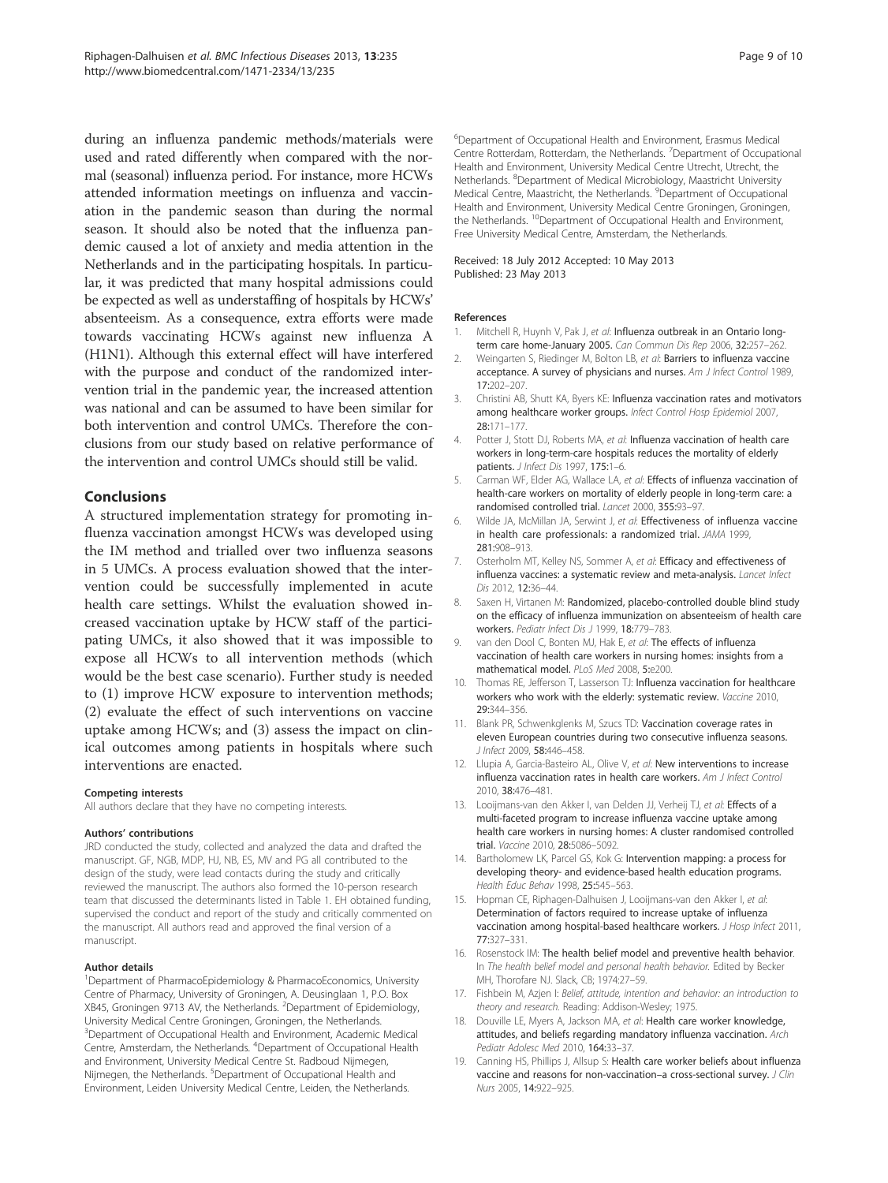during an influenza pandemic methods/materials were used and rated differently when compared with the normal (seasonal) influenza period. For instance, more HCWs attended information meetings on influenza and vaccination in the pandemic season than during the normal season. It should also be noted that the influenza pandemic caused a lot of anxiety and media attention in the Netherlands and in the participating hospitals. In particular, it was predicted that many hospital admissions could be expected as well as understaffing of hospitals by HCWs' absenteeism. As a consequence, extra efforts were made towards vaccinating HCWs against new influenza A (H1N1). Although this external effect will have interfered with the purpose and conduct of the randomized intervention trial in the pandemic year, the increased attention was national and can be assumed to have been similar for both intervention and control UMCs. Therefore the conclusions from our study based on relative performance of the intervention and control UMCs should still be valid.

## Conclusions

A structured implementation strategy for promoting influenza vaccination amongst HCWs was developed using the IM method and trialled over two influenza seasons in 5 UMCs. A process evaluation showed that the intervention could be successfully implemented in acute health care settings. Whilst the evaluation showed increased vaccination uptake by HCW staff of the participating UMCs, it also showed that it was impossible to expose all HCWs to all intervention methods (which would be the best case scenario). Further study is needed to (1) improve HCW exposure to intervention methods; (2) evaluate the effect of such interventions on vaccine uptake among HCWs; and (3) assess the impact on clinical outcomes among patients in hospitals where such interventions are enacted.

#### Competing interests

All authors declare that they have no competing interests.

#### Authors' contributions

JRD conducted the study, collected and analyzed the data and drafted the manuscript. GF, NGB, MDP, HJ, NB, ES, MV and PG all contributed to the design of the study, were lead contacts during the study and critically reviewed the manuscript. The authors also formed the 10-person research team that discussed the determinants listed in Table 1. EH obtained funding, supervised the conduct and report of the study and critically commented on the manuscript. All authors read and approved the final version of a manuscript.

#### Author details

[1]Department of PharmacoEpidemiology & PharmacoEconomics, University Centre of Pharmacy, University of Groningen, A. Deusinglaan 1, P.O. Box XB45, Groningen 9713 AV, the Netherlands. [2]Department of Epidemiology, University Medical Centre Groningen, Groningen, the Netherlands. [3]Department of Occupational Health and Environment, Academic Medical Centre, Amsterdam, the Netherlands. [4]Department of Occupational Health and Environment, University Medical Centre St. Radboud Nijmegen, Nijmegen, the Netherlands. [5]Department of Occupational Health and Environment, Leiden University Medical Centre, Leiden, the Netherlands. [6]Department of Occupational Health and Environment, Erasmus Medical Centre Rotterdam, Rotterdam, the Netherlands. [7]Department of Occupational Health and Environment, University Medical Centre Utrecht, Utrecht, the Netherlands. [8]Department of Medical Microbiology, Maastricht University Medical Centre, Maastricht, the Netherlands. [9]Department of Occupational Health and Environment, University Medical Centre Groningen, Groningen, the Netherlands. [10]Department of Occupational Health and Environment, Free University Medical Centre, Amsterdam, the Netherlands.

Received: 18 July 2012 Accepted: 10 May 2013
Published: 23 May 2013

#### References

1. Mitchell R, Huynh V, Pak J, *et al*: **Influenza outbreak in an Ontario long-term care home-January 2005.** *Can Commun Dis Rep* 2006, **32:**257–262.
2. Weingarten S, Riedinger M, Bolton LB, *et al*: **Barriers to influenza vaccine acceptance. A survey of physicians and nurses.** *Am J Infect Control* 1989, **17:**202–207.
3. Christini AB, Shutt KA, Byers KE: **Influenza vaccination rates and motivators among healthcare worker groups.** *Infect Control Hosp Epidemiol* 2007, **28:**171–177.
4. Potter J, Stott DJ, Roberts MA, *et al*: **Influenza vaccination of health care workers in long-term-care hospitals reduces the mortality of elderly patients.** *J Infect Dis* 1997, **175:**1–6.
5. Carman WF, Elder AG, Wallace LA, *et al*: **Effects of influenza vaccination of health-care workers on mortality of elderly people in long-term care: a randomised controlled trial.** *Lancet* 2000, **355:**93–97.
6. Wilde JA, McMillan JA, Serwint J, *et al*: **Effectiveness of influenza vaccine in health care professionals: a randomized trial.** *JAMA* 1999, **281:**908–913.
7. Osterholm MT, Kelley NS, Sommer A, *et al*: **Efficacy and effectiveness of influenza vaccines: a systematic review and meta-analysis.** *Lancet Infect Dis* 2012, **12:**36–44.
8. Saxen H, Virtanen M: **Randomized, placebo-controlled double blind study on the efficacy of influenza immunization on absenteeism of health care workers.** *Pediatr Infect Dis J* 1999, **18:**779–783.
9. van den Dool C, Bonten MJ, Hak E, *et al*: **The effects of influenza vaccination of health care workers in nursing homes: insights from a mathematical model.** *PLoS Med* 2008, **5:**e200.
10. Thomas RE, Jefferson T, Lasserson TJ: **Influenza vaccination for healthcare workers who work with the elderly: systematic review.** *Vaccine* 2010, **29:**344–356.
11. Blank PR, Schwenkglenks M, Szucs TD: **Vaccination coverage rates in eleven European countries during two consecutive influenza seasons.** *J Infect* 2009, **58:**446–458.
12. Llupia A, Garcia-Basteiro AL, Olive V, *et al*: **New interventions to increase influenza vaccination rates in health care workers.** *Am J Infect Control* 2010, **38:**476–481.
13. Looijmans-van den Akker I, van Delden JJ, Verheij TJ, *et al*: **Effects of a multi-faceted program to increase influenza vaccine uptake among health care workers in nursing homes: A cluster randomised controlled trial.** *Vaccine* 2010, **28:**5086–5092.
14. Bartholomew LK, Parcel GS, Kok G: **Intervention mapping: a process for developing theory- and evidence-based health education programs.** *Health Educ Behav* 1998, **25:**545–563.
15. Hopman CE, Riphagen-Dalhuisen J, Looijmans-van den Akker I, *et al*: **Determination of factors required to increase uptake of influenza vaccination among hospital-based healthcare workers.** *J Hosp Infect* 2011, **77:**327–331.
16. Rosenstock IM: **The health belief model and preventive health behavior.** In *The health belief model and personal health behavior.* Edited by Becker MH, Thorofare NJ. Slack, CB; 1974:27–59.
17. Fishbein M, Azjen I: *Belief, attitude, intention and behavior: an introduction to theory and research.* Reading: Addison-Wesley; 1975.
18. Douville LE, Myers A, Jackson MA, *et al*: **Health care worker knowledge, attitudes, and beliefs regarding mandatory influenza vaccination.** *Arch Pediatr Adolesc Med* 2010, **164:**33–37.
19. Canning HS, Phillips J, Allsup S: **Health care worker beliefs about influenza vaccine and reasons for non-vaccination–a cross-sectional survey.** *J Clin Nurs* 2005, **14:**922–925.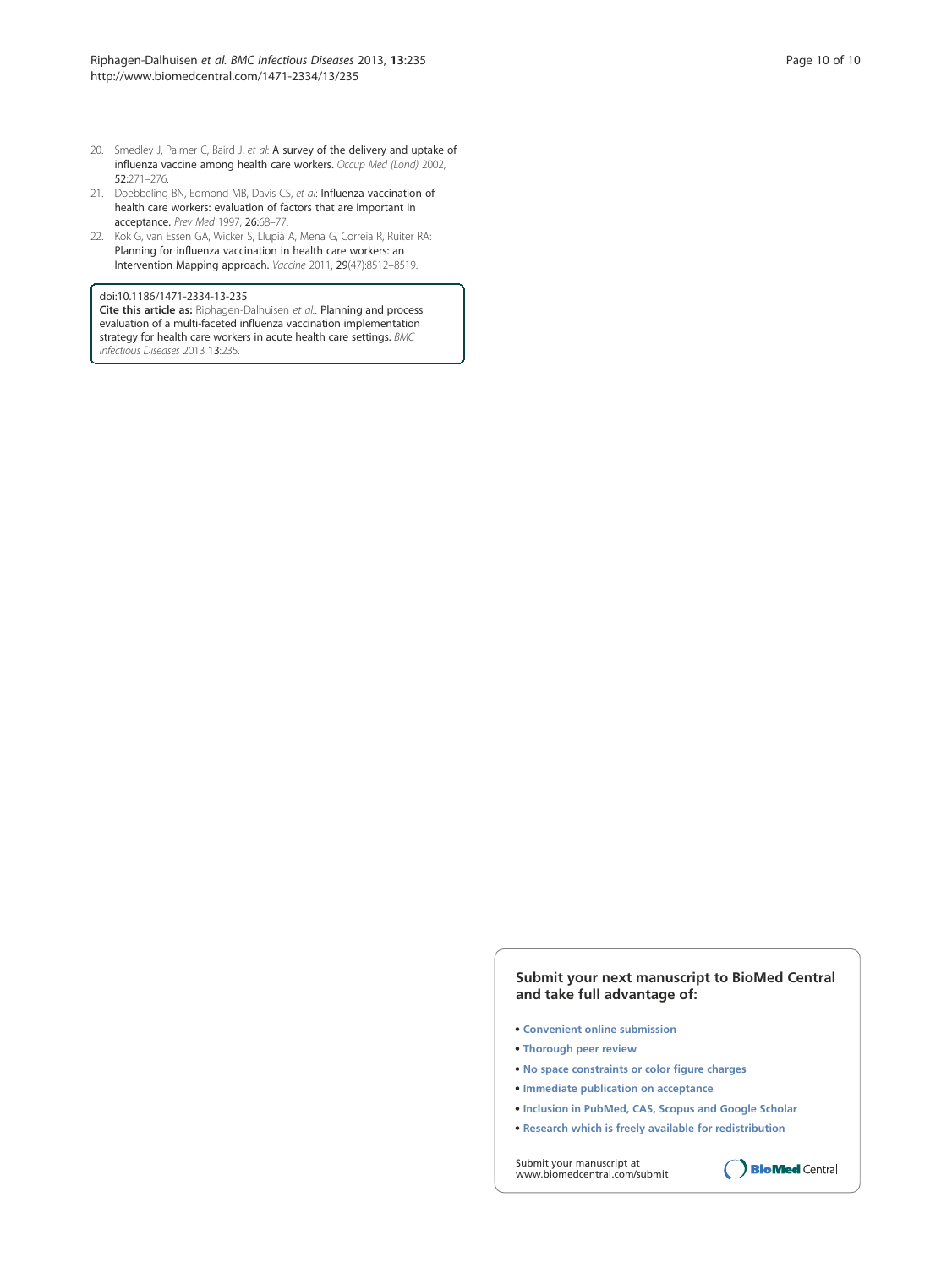20. Smedley J, Palmer C, Baird J, *et al*: A survey of the delivery and uptake of influenza vaccine among health care workers. *Occup Med (Lond)* 2002, **52**:271–276.
21. Doebbeling BN, Edmond MB, Davis CS, *et al*: Influenza vaccination of health care workers: evaluation of factors that are important in acceptance. *Prev Med* 1997, **26**:68–77.
22. Kok G, van Essen GA, Wicker S, Llupià A, Mena G, Correia R, Ruiter RA: Planning for influenza vaccination in health care workers: an Intervention Mapping approach. *Vaccine* 2011, **29**(47):8512–8519.

doi:10.1186/1471-2334-13-235
**Cite this article as:** Riphagen-Dalhuisen *et al.*: Planning and process evaluation of a multi-faceted influenza vaccination implementation strategy for health care workers in acute health care settings. *BMC Infectious Diseases* 2013 **13**:235.

**Submit your next manuscript to BioMed Central and take full advantage of:**

- **Convenient online submission**
- **Thorough peer review**
- **No space constraints or color figure charges**
- **Immediate publication on acceptance**
- **Inclusion in PubMed, CAS, Scopus and Google Scholar**
- **Research which is freely available for redistribution**

Submit your manuscript at
www.biomedcentral.com/submit

BioMed Central